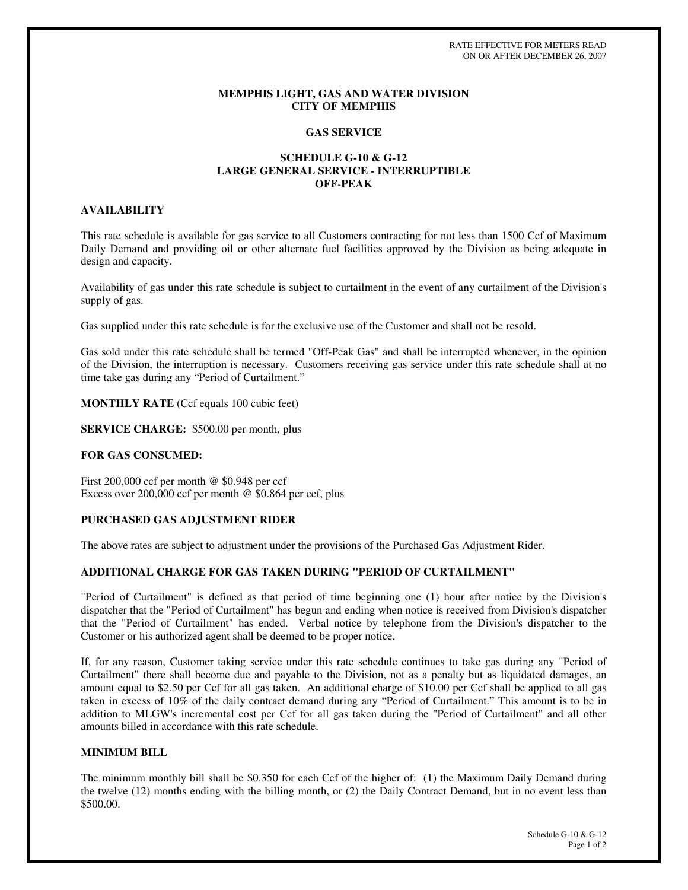RATE EFFECTIVE FOR METERS READ
ON OR AFTER DECEMBER 26, 2007

# MEMPHIS LIGHT, GAS AND WATER DIVISION
# CITY OF MEMPHIS

## GAS SERVICE

## SCHEDULE G-10 & G-12
## LARGE GENERAL SERVICE - INTERRUPTIBLE
## OFF-PEAK

### AVAILABILITY

This rate schedule is available for gas service to all Customers contracting for not less than 1500 Ccf of Maximum Daily Demand and providing oil or other alternate fuel facilities approved by the Division as being adequate in design and capacity.

Availability of gas under this rate schedule is subject to curtailment in the event of any curtailment of the Division's supply of gas.

Gas supplied under this rate schedule is for the exclusive use of the Customer and shall not be resold.

Gas sold under this rate schedule shall be termed "Off-Peak Gas" and shall be interrupted whenever, in the opinion of the Division, the interruption is necessary. Customers receiving gas service under this rate schedule shall at no time take gas during any "Period of Curtailment."

**MONTHLY RATE** (Ccf equals 100 cubic feet)

**SERVICE CHARGE:** $500.00 per month, plus

**FOR GAS CONSUMED:**

First 200,000 ccf per month @ $0.948 per ccf
Excess over 200,000 ccf per month @ $0.864 per ccf, plus

### PURCHASED GAS ADJUSTMENT RIDER

The above rates are subject to adjustment under the provisions of the Purchased Gas Adjustment Rider.

### ADDITIONAL CHARGE FOR GAS TAKEN DURING "PERIOD OF CURTAILMENT"

"Period of Curtailment" is defined as that period of time beginning one (1) hour after notice by the Division's dispatcher that the "Period of Curtailment" has begun and ending when notice is received from Division's dispatcher that the "Period of Curtailment" has ended. Verbal notice by telephone from the Division's dispatcher to the Customer or his authorized agent shall be deemed to be proper notice.

If, for any reason, Customer taking service under this rate schedule continues to take gas during any "Period of Curtailment" there shall become due and payable to the Division, not as a penalty but as liquidated damages, an amount equal to $2.50 per Ccf for all gas taken. An additional charge of $10.00 per Ccf shall be applied to all gas taken in excess of 10% of the daily contract demand during any "Period of Curtailment." This amount is to be in addition to MLGW's incremental cost per Ccf for all gas taken during the "Period of Curtailment" and all other amounts billed in accordance with this rate schedule.

### MINIMUM BILL

The minimum monthly bill shall be $0.350 for each Ccf of the higher of: (1) the Maximum Daily Demand during the twelve (12) months ending with the billing month, or (2) the Daily Contract Demand, but in no event less than $500.00.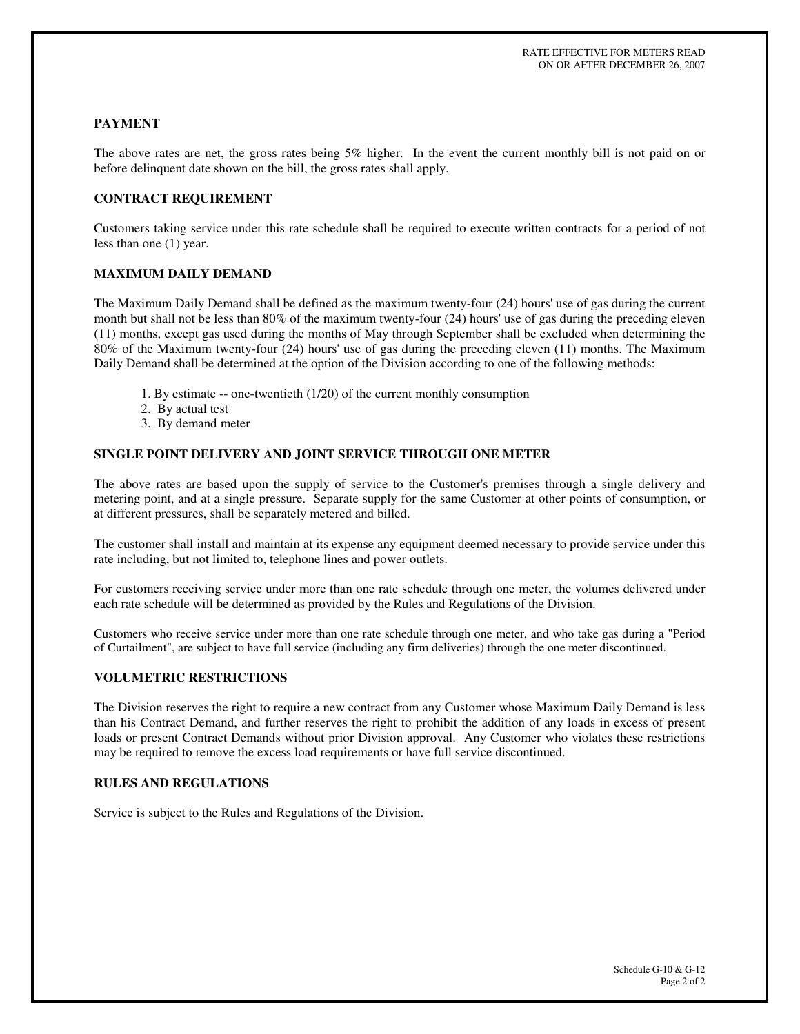RATE EFFECTIVE FOR METERS READ
ON OR AFTER DECEMBER 26, 2007

## PAYMENT

The above rates are net, the gross rates being 5% higher. In the event the current monthly bill is not paid on or before delinquent date shown on the bill, the gross rates shall apply.

## CONTRACT REQUIREMENT

Customers taking service under this rate schedule shall be required to execute written contracts for a period of not less than one (1) year.

## MAXIMUM DAILY DEMAND

The Maximum Daily Demand shall be defined as the maximum twenty-four (24) hours' use of gas during the current month but shall not be less than 80% of the maximum twenty-four (24) hours' use of gas during the preceding eleven (11) months, except gas used during the months of May through September shall be excluded when determining the 80% of the Maximum twenty-four (24) hours' use of gas during the preceding eleven (11) months. The Maximum Daily Demand shall be determined at the option of the Division according to one of the following methods:

1. By estimate -- one-twentieth (1/20) of the current monthly consumption
2. By actual test
3. By demand meter

## SINGLE POINT DELIVERY AND JOINT SERVICE THROUGH ONE METER

The above rates are based upon the supply of service to the Customer's premises through a single delivery and metering point, and at a single pressure. Separate supply for the same Customer at other points of consumption, or at different pressures, shall be separately metered and billed.

The customer shall install and maintain at its expense any equipment deemed necessary to provide service under this rate including, but not limited to, telephone lines and power outlets.

For customers receiving service under more than one rate schedule through one meter, the volumes delivered under each rate schedule will be determined as provided by the Rules and Regulations of the Division.

Customers who receive service under more than one rate schedule through one meter, and who take gas during a "Period of Curtailment", are subject to have full service (including any firm deliveries) through the one meter discontinued.

## VOLUMETRIC RESTRICTIONS

The Division reserves the right to require a new contract from any Customer whose Maximum Daily Demand is less than his Contract Demand, and further reserves the right to prohibit the addition of any loads in excess of present loads or present Contract Demands without prior Division approval. Any Customer who violates these restrictions may be required to remove the excess load requirements or have full service discontinued.

## RULES AND REGULATIONS

Service is subject to the Rules and Regulations of the Division.

Schedule G-10 & G-12